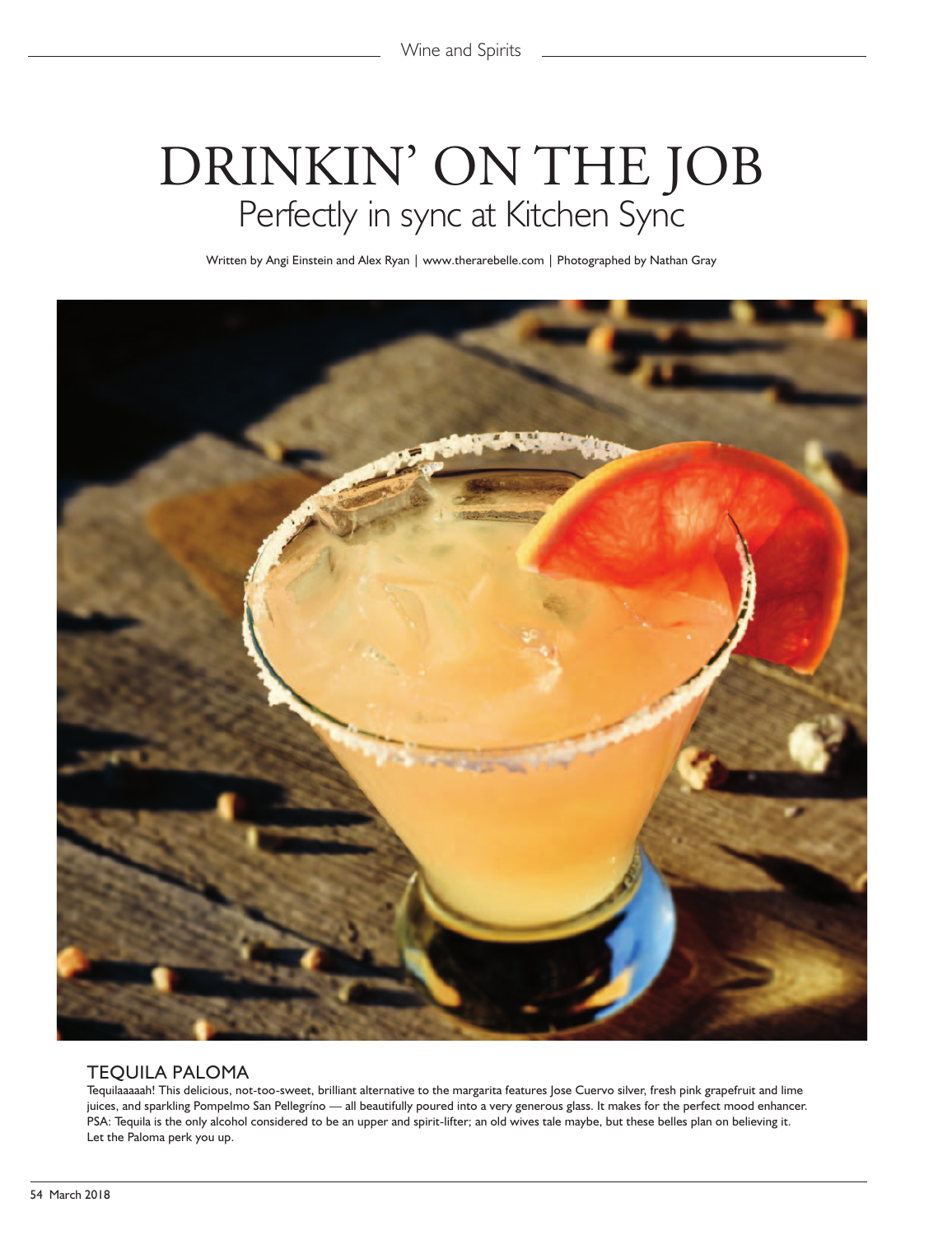# DRINKIN' ON THE JOB

## Perfectly in sync at Kitchen Sync

Written by Angi Einstein and Alex Ryan | www.therarebelle.com | Photographed by Nathan Gray

### TEQUILA PALOMA

Tequilaaaaah! This delicious, not-too-sweet, brilliant alternative to the margarita features Jose Cuervo silver, fresh pink grapefruit and lime juices, and sparkling Pompelmo San Pellegrino — all beautifully poured into a very generous glass. It makes for the perfect mood enhancer. PSA: Tequila is the only alcohol considered to be an upper and spirit-lifter; an old wives tale maybe, but these belles plan on believing it. Let the Paloma perk you up.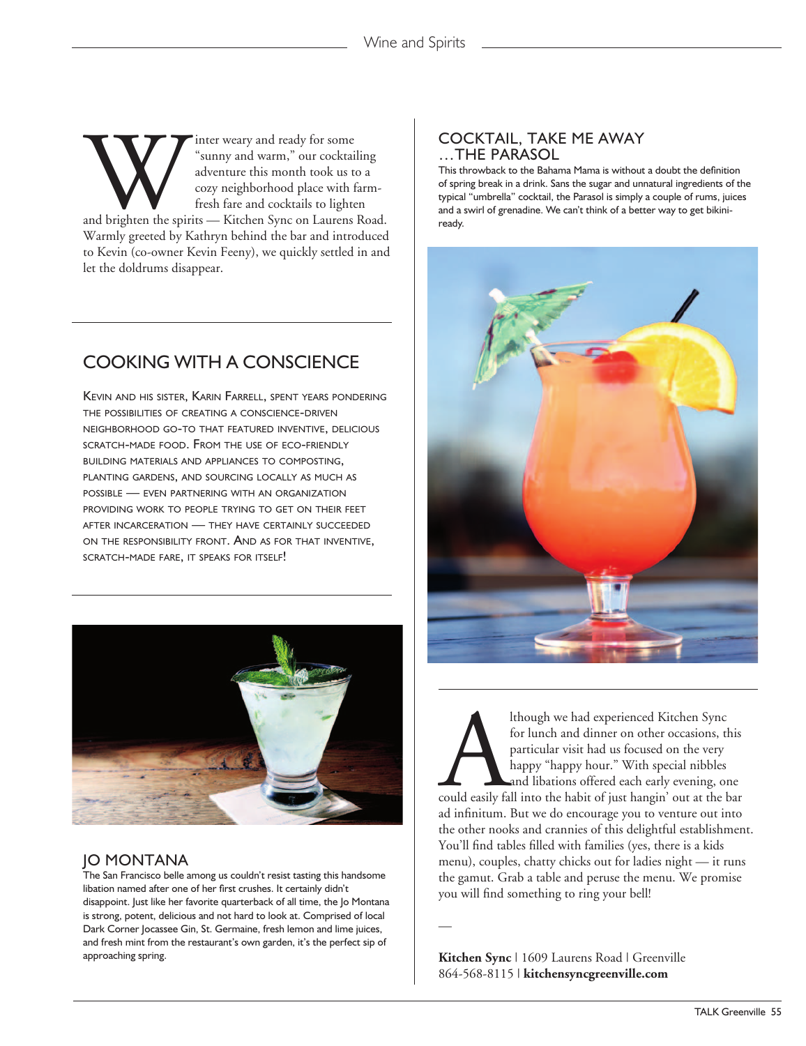Winter weary and ready for some "sunny and warm," our cocktailing adventure this month took us to a cozy neighborhood place with farm-fresh fare and cocktails to lighten and brighten the spirits — Kitchen Sync on Laurens Road. Warmly greeted by Kathryn behind the bar and introduced to Kevin (co-owner Kevin Feeny), we quickly settled in and let the doldrums disappear.

## COOKING WITH A CONSCIENCE

Kevin and his sister, Karin Farrell, spent years pondering the possibilities of creating a conscience-driven neighborhood go-to that featured inventive, delicious scratch-made food. From the use of eco-friendly building materials and appliances to composting, planting gardens, and sourcing locally as much as possible — even partnering with an organization providing work to people trying to get on their feet after incarceration — they have certainly succeeded on the responsibility front. And as for that inventive, scratch-made fare, it speaks for itself!

## JO MONTANA

The San Francisco belle among us couldn't resist tasting this handsome libation named after one of her first crushes. It certainly didn't disappoint. Just like her favorite quarterback of all time, the Jo Montana is strong, potent, delicious and not hard to look at. Comprised of local Dark Corner Jocassee Gin, St. Germaine, fresh lemon and lime juices, and fresh mint from the restaurant's own garden, it's the perfect sip of approaching spring.

## COCKTAIL, TAKE ME AWAY …THE PARASOL

This throwback to the Bahama Mama is without a doubt the definition of spring break in a drink. Sans the sugar and unnatural ingredients of the typical "umbrella" cocktail, the Parasol is simply a couple of rums, juices and a swirl of grenadine. We can't think of a better way to get bikini-ready.

Although we had experienced Kitchen Sync for lunch and dinner on other occasions, this particular visit had us focused on the very happy "happy hour." With special nibbles and libations offered each early evening, one could easily fall into the habit of just hangin' out at the bar ad infinitum. But we do encourage you to venture out into the other nooks and crannies of this delightful establishment. You'll find tables filled with families (yes, there is a kids menu), couples, chatty chicks out for ladies night — it runs the gamut. Grab a table and peruse the menu. We promise you will find something to ring your bell!

—

**Kitchen Sync** | 1609 Laurens Road | Greenville
864-568-8115 | **kitchensyncgreenville.com**